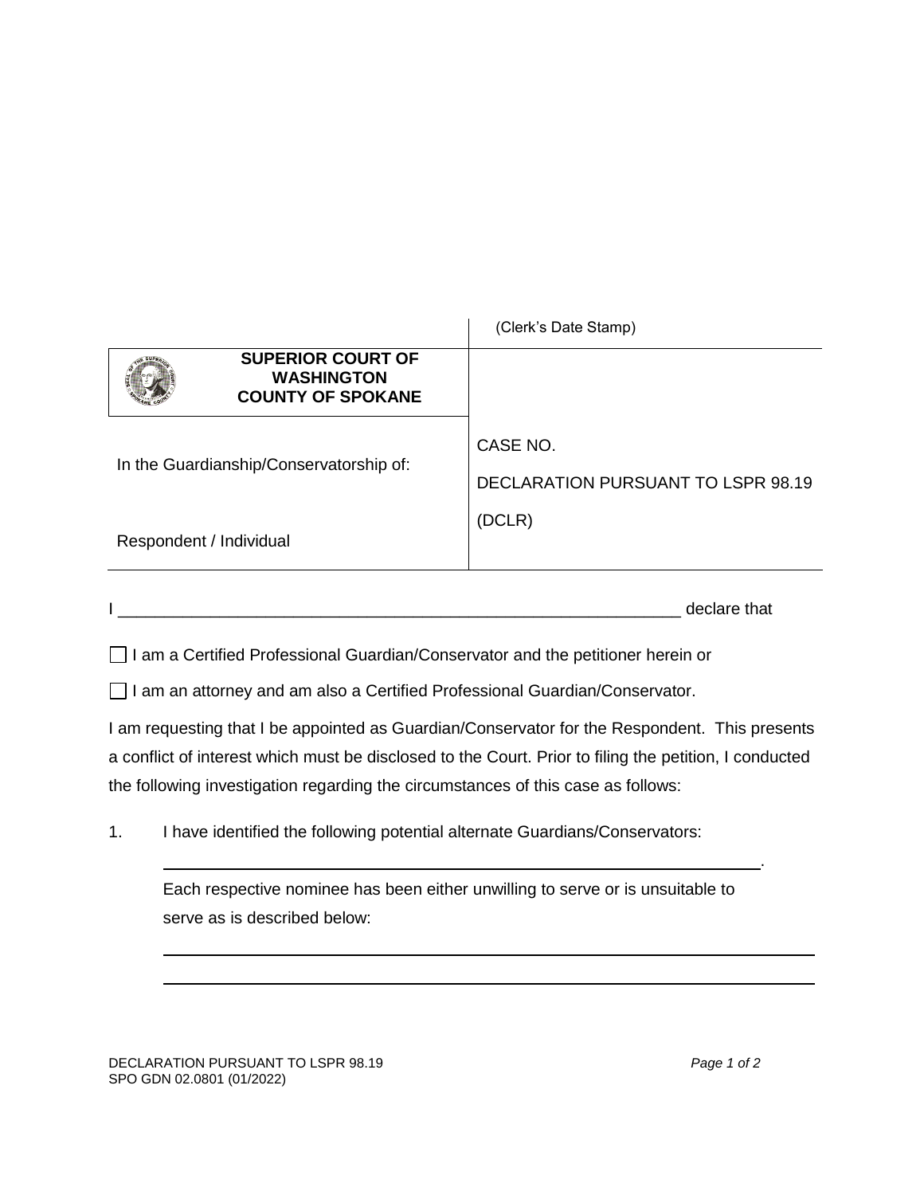| | (Clerk's Date Stamp) |
|---|---|
| **SUPERIOR COURT OF WASHINGTON COUNTY OF SPOKANE** | |
| In the Guardianship/Conservatorship of:<br><br>Respondent / Individual | CASE NO.<br>DECLARATION PURSUANT TO LSPR 98.19<br>(DCLR) |

I ______________________________________________________________ declare that

☐ I am a Certified Professional Guardian/Conservator and the petitioner herein or

☐ I am an attorney and am also a Certified Professional Guardian/Conservator.

I am requesting that I be appointed as Guardian/Conservator for the Respondent. This presents a conflict of interest which must be disclosed to the Court. Prior to filing the petition, I conducted the following investigation regarding the circumstances of this case as follows:

1. I have identified the following potential alternate Guardians/Conservators:

   ______________________________________________________________.

   Each respective nominee has been either unwilling to serve or is unsuitable to serve as is described below:

   ______________________________________________________________

   ______________________________________________________________

DECLARATION PURSUANT TO LSPR 98.19
SPO GDN 02.0801 (01/2022)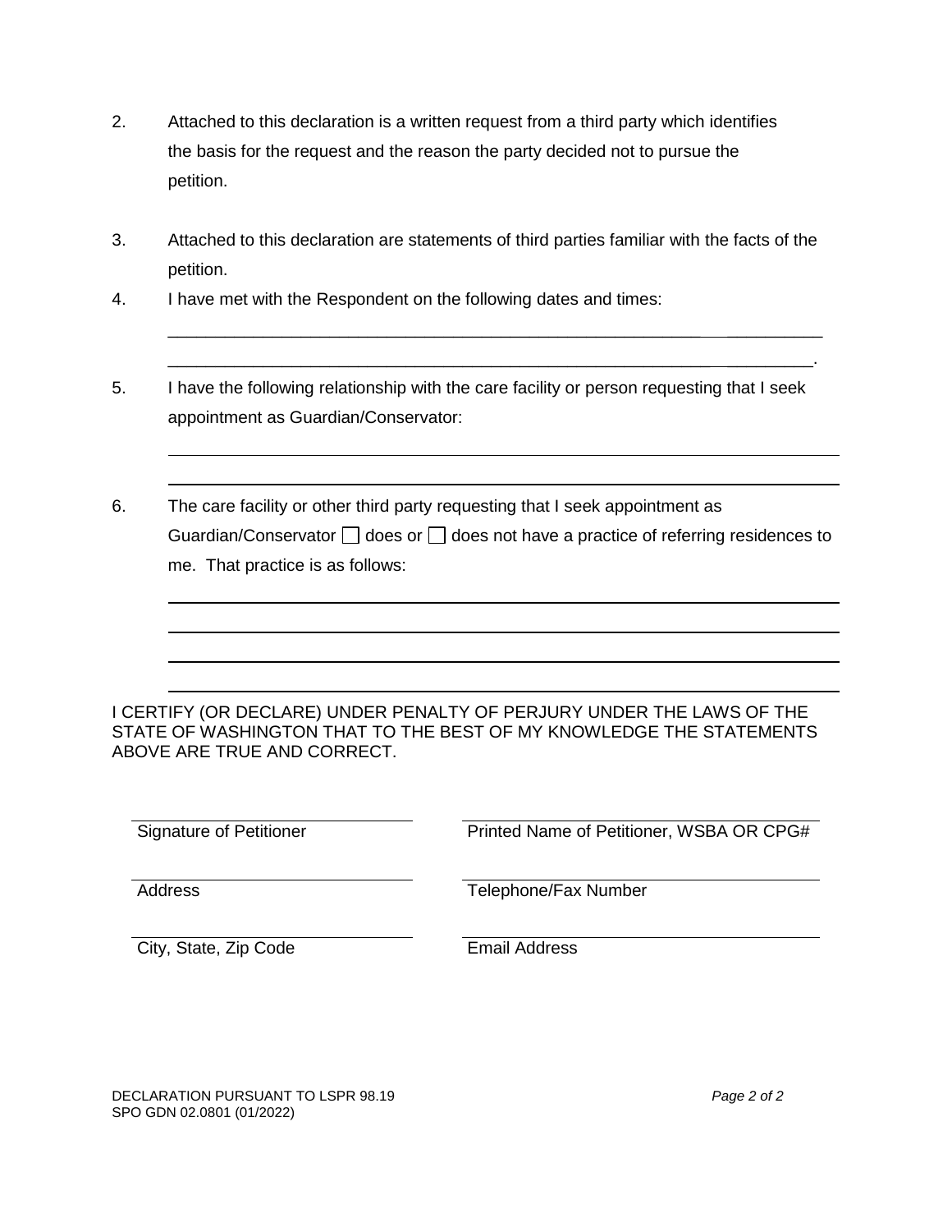2. Attached to this declaration is a written request from a third party which identifies the basis for the request and the reason the party decided not to pursue the petition.

3. Attached to this declaration are statements of third parties familiar with the facts of the petition.

4. I have met with the Respondent on the following dates and times:

   ______________________________________________________________________
   ______________________________________________________________________.

5. I have the following relationship with the care facility or person requesting that I seek appointment as Guardian/Conservator:

   ______________________________________________________________________
   ______________________________________________________________________

6. The care facility or other third party requesting that I seek appointment as Guardian/Conservator ☐ does or ☐ does not have a practice of referring residences to me. That practice is as follows:

   ______________________________________________________________________
   ______________________________________________________________________
   ______________________________________________________________________
   ______________________________________________________________________

I CERTIFY (OR DECLARE) UNDER PENALTY OF PERJURY UNDER THE LAWS OF THE STATE OF WASHINGTON THAT TO THE BEST OF MY KNOWLEDGE THE STATEMENTS ABOVE ARE TRUE AND CORRECT.

| | |
|---|---|
| ______________________ | ______________________ |
| Signature of Petitioner | Printed Name of Petitioner, WSBA OR CPG# |
| ______________________ | ______________________ |
| Address | Telephone/Fax Number |
| ______________________ | ______________________ |
| City, State, Zip Code | Email Address |

DECLARATION PURSUANT TO LSPR 98.19
SPO GDN 02.0801 (01/2022)